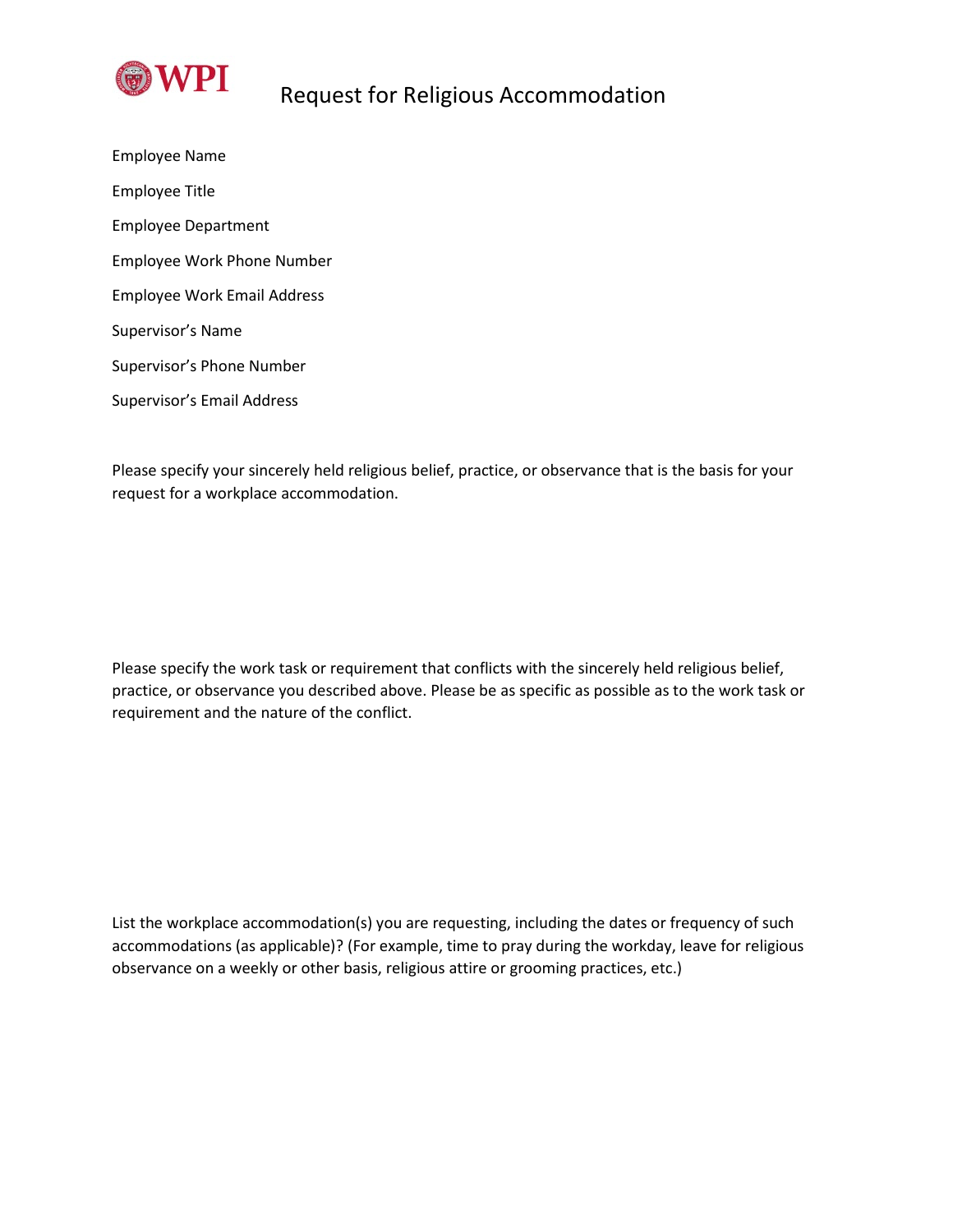WPI

# Request for Religious Accommodation

Employee Name

Employee Title

Employee Department

Employee Work Phone Number

Employee Work Email Address

Supervisor's Name

Supervisor's Phone Number

Supervisor's Email Address

Please specify your sincerely held religious belief, practice, or observance that is the basis for your request for a workplace accommodation.

Please specify the work task or requirement that conflicts with the sincerely held religious belief, practice, or observance you described above. Please be as specific as possible as to the work task or requirement and the nature of the conflict.

List the workplace accommodation(s) you are requesting, including the dates or frequency of such accommodations (as applicable)? (For example, time to pray during the workday, leave for religious observance on a weekly or other basis, religious attire or grooming practices, etc.)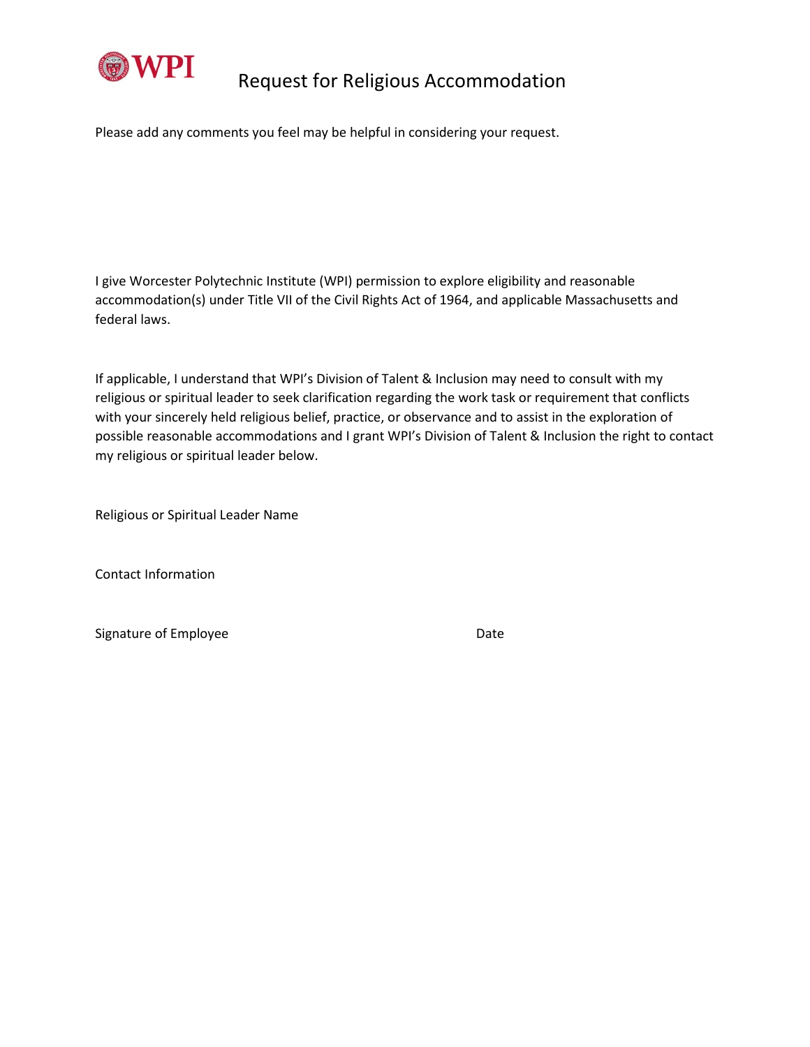# Request for Religious Accommodation

Please add any comments you feel may be helpful in considering your request.

I give Worcester Polytechnic Institute (WPI) permission to explore eligibility and reasonable accommodation(s) under Title VII of the Civil Rights Act of 1964, and applicable Massachusetts and federal laws.

If applicable, I understand that WPI's Division of Talent & Inclusion may need to consult with my religious or spiritual leader to seek clarification regarding the work task or requirement that conflicts with your sincerely held religious belief, practice, or observance and to assist in the exploration of possible reasonable accommodations and I grant WPI's Division of Talent & Inclusion the right to contact my religious or spiritual leader below.

Religious or Spiritual Leader Name

Contact Information

Signature of Employee Date